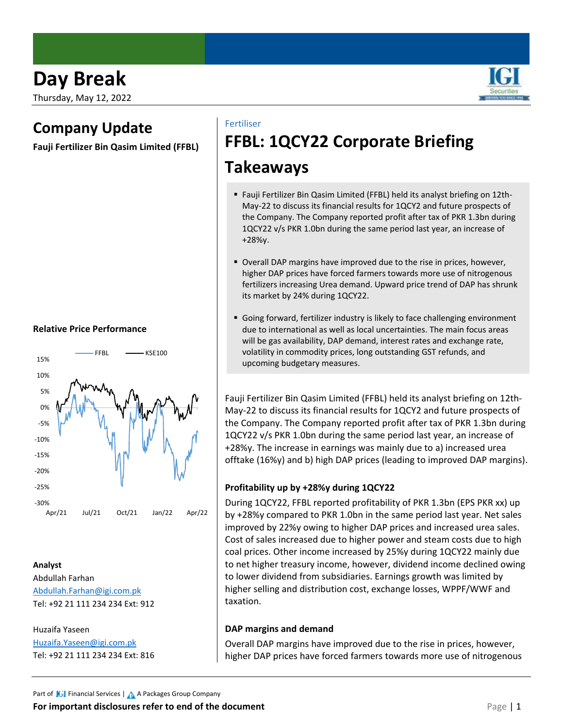# Day Break

Thursday, May 12, 2022

## Company Update

**Fauji Fertilizer Bin Qasim Limited (FFBL)**

**Relative Price Performance**

**Analyst**

Abdullah Farhan

Abdullah.Farhan@igi.com.pk

Tel: +92 21 111 234 234 Ext: 912

Huzaifa Yaseen

Huzaifa.Yaseen@igi.com.pk

Tel: +92 21 111 234 234 Ext: 816

Fertiliser

# FFBL: 1QCY22 Corporate Briefing Takeaways

- Fauji Fertilizer Bin Qasim Limited (FFBL) held its analyst briefing on 12th-May-22 to discuss its financial results for 1QCY2 and future prospects of the Company. The Company reported profit after tax of PKR 1.3bn during 1QCY22 v/s PKR 1.0bn during the same period last year, an increase of +28%y.
- Overall DAP margins have improved due to the rise in prices, however, higher DAP prices have forced farmers towards more use of nitrogenous fertilizers increasing Urea demand. Upward price trend of DAP has shrunk its market by 24% during 1QCY22.
- Going forward, fertilizer industry is likely to face challenging environment due to international as well as local uncertainties. The main focus areas will be gas availability, DAP demand, interest rates and exchange rate, volatility in commodity prices, long outstanding GST refunds, and upcoming budgetary measures.

Fauji Fertilizer Bin Qasim Limited (FFBL) held its analyst briefing on 12th-May-22 to discuss its financial results for 1QCY2 and future prospects of the Company. The Company reported profit after tax of PKR 1.3bn during 1QCY22 v/s PKR 1.0bn during the same period last year, an increase of +28%y. The increase in earnings was mainly due to a) increased urea offtake (16%y) and b) high DAP prices (leading to improved DAP margins).

### Profitability up by +28%y during 1QCY22

During 1QCY22, FFBL reported profitability of PKR 1.3bn (EPS PKR xx) up by +28%y compared to PKR 1.0bn in the same period last year. Net sales improved by 22%y owing to higher DAP prices and increased urea sales. Cost of sales increased due to higher power and steam costs due to high coal prices. Other income increased by 25%y during 1QCY22 mainly due to net higher treasury income, however, dividend income declined owing to lower dividend from subsidiaries. Earnings growth was limited by higher selling and distribution cost, exchange losses, WPPF/WWF and taxation.

### DAP margins and demand

Overall DAP margins have improved due to the rise in prices, however, higher DAP prices have forced farmers towards more use of nitrogenous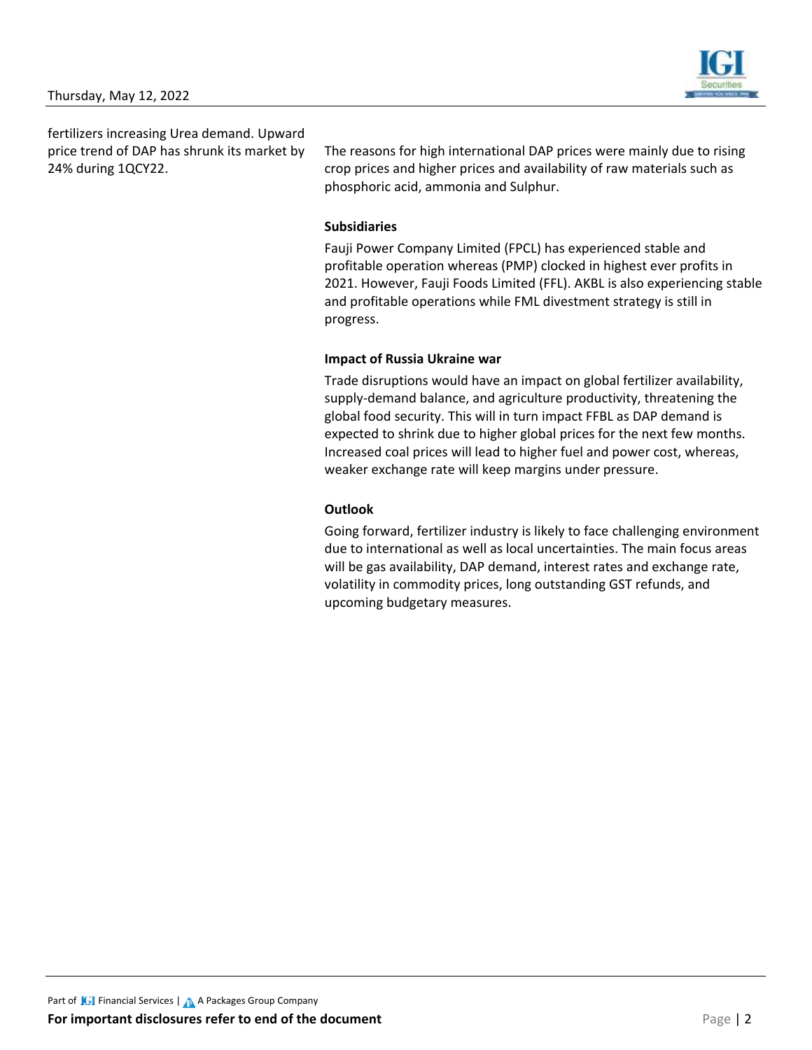fertilizers increasing Urea demand. Upward price trend of DAP has shrunk its market by 24% during 1QCY22.

The reasons for high international DAP prices were mainly due to rising crop prices and higher prices and availability of raw materials such as phosphoric acid, ammonia and Sulphur.

**Subsidiaries**

Fauji Power Company Limited (FPCL) has experienced stable and profitable operation whereas (PMP) clocked in highest ever profits in 2021. However, Fauji Foods Limited (FFL). AKBL is also experiencing stable and profitable operations while FML divestment strategy is still in progress.

**Impact of Russia Ukraine war**

Trade disruptions would have an impact on global fertilizer availability, supply-demand balance, and agriculture productivity, threatening the global food security. This will in turn impact FFBL as DAP demand is expected to shrink due to higher global prices for the next few months. Increased coal prices will lead to higher fuel and power cost, whereas, weaker exchange rate will keep margins under pressure.

**Outlook**

Going forward, fertilizer industry is likely to face challenging environment due to international as well as local uncertainties. The main focus areas will be gas availability, DAP demand, interest rates and exchange rate, volatility in commodity prices, long outstanding GST refunds, and upcoming budgetary measures.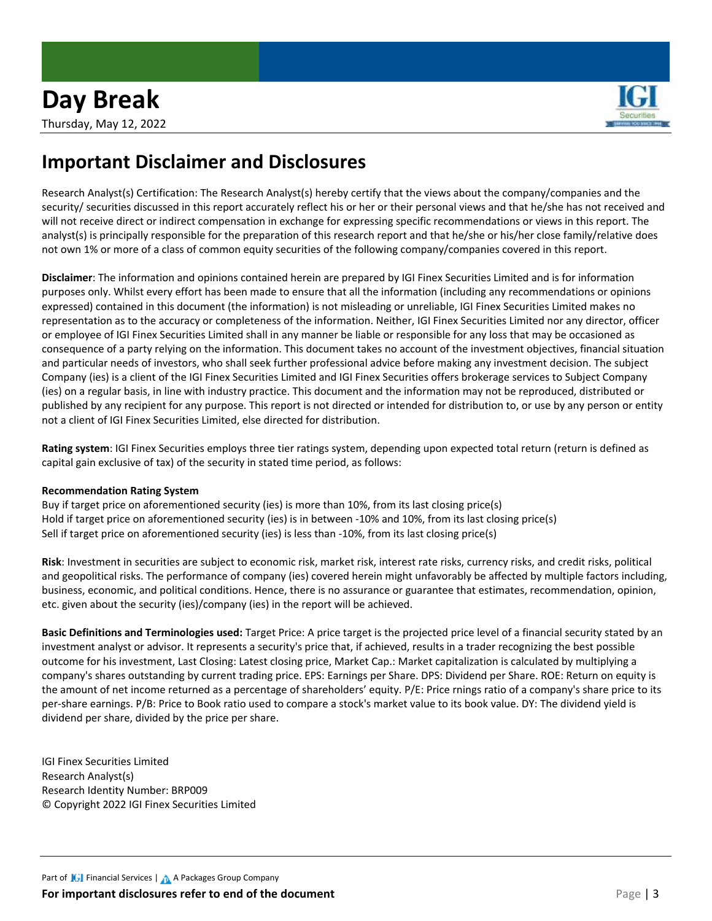## Important Disclaimer and Disclosures

Research Analyst(s) Certification: The Research Analyst(s) hereby certify that the views about the company/companies and the security/ securities discussed in this report accurately reflect his or her or their personal views and that he/she has not received and will not receive direct or indirect compensation in exchange for expressing specific recommendations or views in this report. The analyst(s) is principally responsible for the preparation of this research report and that he/she or his/her close family/relative does not own 1% or more of a class of common equity securities of the following company/companies covered in this report.

**Disclaimer**: The information and opinions contained herein are prepared by IGI Finex Securities Limited and is for information purposes only. Whilst every effort has been made to ensure that all the information (including any recommendations or opinions expressed) contained in this document (the information) is not misleading or unreliable, IGI Finex Securities Limited makes no representation as to the accuracy or completeness of the information. Neither, IGI Finex Securities Limited nor any director, officer or employee of IGI Finex Securities Limited shall in any manner be liable or responsible for any loss that may be occasioned as consequence of a party relying on the information. This document takes no account of the investment objectives, financial situation and particular needs of investors, who shall seek further professional advice before making any investment decision. The subject Company (ies) is a client of the IGI Finex Securities Limited and IGI Finex Securities offers brokerage services to Subject Company (ies) on a regular basis, in line with industry practice. This document and the information may not be reproduced, distributed or published by any recipient for any purpose. This report is not directed or intended for distribution to, or use by any person or entity not a client of IGI Finex Securities Limited, else directed for distribution.

**Rating system**: IGI Finex Securities employs three tier ratings system, depending upon expected total return (return is defined as capital gain exclusive of tax) of the security in stated time period, as follows:

**Recommendation Rating System**

Buy if target price on aforementioned security (ies) is more than 10%, from its last closing price(s)
Hold if target price on aforementioned security (ies) is in between -10% and 10%, from its last closing price(s)
Sell if target price on aforementioned security (ies) is less than -10%, from its last closing price(s)

**Risk**: Investment in securities are subject to economic risk, market risk, interest rate risks, currency risks, and credit risks, political and geopolitical risks. The performance of company (ies) covered herein might unfavorably be affected by multiple factors including, business, economic, and political conditions. Hence, there is no assurance or guarantee that estimates, recommendation, opinion, etc. given about the security (ies)/company (ies) in the report will be achieved.

**Basic Definitions and Terminologies used:** Target Price: A price target is the projected price level of a financial security stated by an investment analyst or advisor. It represents a security's price that, if achieved, results in a trader recognizing the best possible outcome for his investment, Last Closing: Latest closing price, Market Cap.: Market capitalization is calculated by multiplying a company's shares outstanding by current trading price. EPS: Earnings per Share. DPS: Dividend per Share. ROE: Return on equity is the amount of net income returned as a percentage of shareholders' equity. P/E: Price rnings ratio of a company's share price to its per-share earnings. P/B: Price to Book ratio used to compare a stock's market value to its book value. DY: The dividend yield is dividend per share, divided by the price per share.

IGI Finex Securities Limited
Research Analyst(s)
Research Identity Number: BRP009
© Copyright 2022 IGI Finex Securities Limited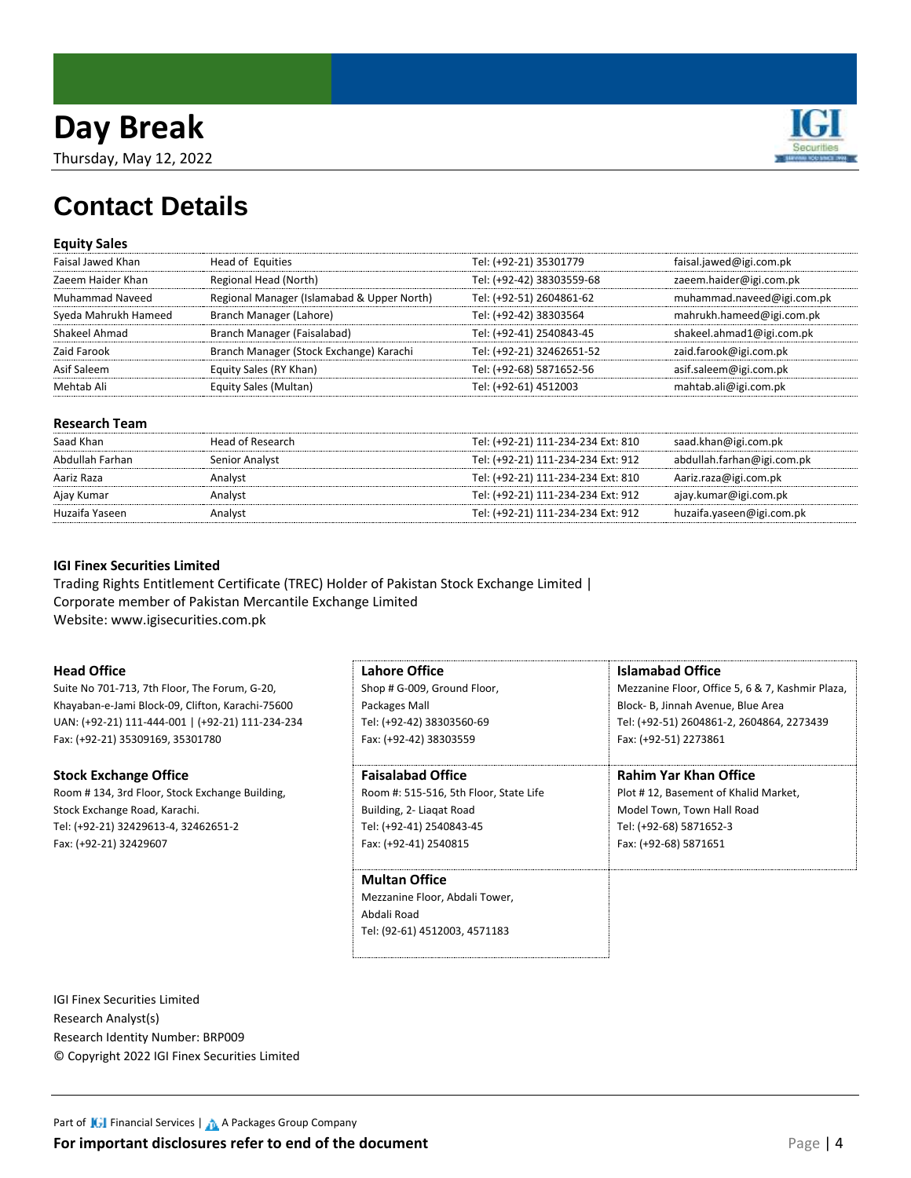# Contact Details

### Equity Sales

| | | | |
|---|---|---|---|
| Faisal Jawed Khan | Head of Equities | Tel: (+92-21) 35301779 | faisal.jawed@igi.com.pk |
| Zaeem Haider Khan | Regional Head (North) | Tel: (+92-42) 38303559-68 | zaeem.haider@igi.com.pk |
| Muhammad Naveed | Regional Manager (Islamabad & Upper North) | Tel: (+92-51) 2604861-62 | muhammad.naveed@igi.com.pk |
| Syeda Mahrukh Hameed | Branch Manager (Lahore) | Tel: (+92-42) 38303564 | mahrukh.hameed@igi.com.pk |
| Shakeel Ahmad | Branch Manager (Faisalabad) | Tel: (+92-41) 2540843-45 | shakeel.ahmad1@igi.com.pk |
| Zaid Farook | Branch Manager (Stock Exchange) Karachi | Tel: (+92-21) 32462651-52 | zaid.farook@igi.com.pk |
| Asif Saleem | Equity Sales (RY Khan) | Tel: (+92-68) 5871652-56 | asif.saleem@igi.com.pk |
| Mehtab Ali | Equity Sales (Multan) | Tel: (+92-61) 4512003 | mahtab.ali@igi.com.pk |

### Research Team

| | | | |
|---|---|---|---|
| Saad Khan | Head of Research | Tel: (+92-21) 111-234-234 Ext: 810 | saad.khan@igi.com.pk |
| Abdullah Farhan | Senior Analyst | Tel: (+92-21) 111-234-234 Ext: 912 | abdullah.farhan@igi.com.pk |
| Aariz Raza | Analyst | Tel: (+92-21) 111-234-234 Ext: 810 | Aariz.raza@igi.com.pk |
| Ajay Kumar | Analyst | Tel: (+92-21) 111-234-234 Ext: 912 | ajay.kumar@igi.com.pk |
| Huzaifa Yaseen | Analyst | Tel: (+92-21) 111-234-234 Ext: 912 | huzaifa.yaseen@igi.com.pk |

**IGI Finex Securities Limited**

Trading Rights Entitlement Certificate (TREC) Holder of Pakistan Stock Exchange Limited |
Corporate member of Pakistan Mercantile Exchange Limited
Website: www.igisecurities.com.pk

**Head Office**
Suite No 701-713, 7th Floor, The Forum, G-20,
Khayaban-e-Jami Block-09, Clifton, Karachi-75600
UAN: (+92-21) 111-444-001 | (+92-21) 111-234-234
Fax: (+92-21) 35309169, 35301780

**Stock Exchange Office**
Room # 134, 3rd Floor, Stock Exchange Building,
Stock Exchange Road, Karachi.
Tel: (+92-21) 32429613-4, 32462651-2
Fax: (+92-21) 32429607

**Lahore Office**
Shop # G-009, Ground Floor,
Packages Mall
Tel: (+92-42) 38303560-69
Fax: (+92-42) 38303559

**Islamabad Office**
Mezzanine Floor, Office 5, 6 & 7, Kashmir Plaza,
Block- B, Jinnah Avenue, Blue Area
Tel: (+92-51) 2604861-2, 2604864, 2273439
Fax: (+92-51) 2273861

**Faisalabad Office**
Room #: 515-516, 5th Floor, State Life
Building, 2- Liaqat Road
Tel: (+92-41) 2540843-45
Fax: (+92-41) 2540815

**Rahim Yar Khan Office**
Plot # 12, Basement of Khalid Market,
Model Town, Town Hall Road
Tel: (+92-68) 5871652-3
Fax: (+92-68) 5871651

**Multan Office**
Mezzanine Floor, Abdali Tower,
Abdali Road
Tel: (92-61) 4512003, 4571183

IGI Finex Securities Limited
Research Analyst(s)
Research Identity Number: BRP009
© Copyright 2022 IGI Finex Securities Limited